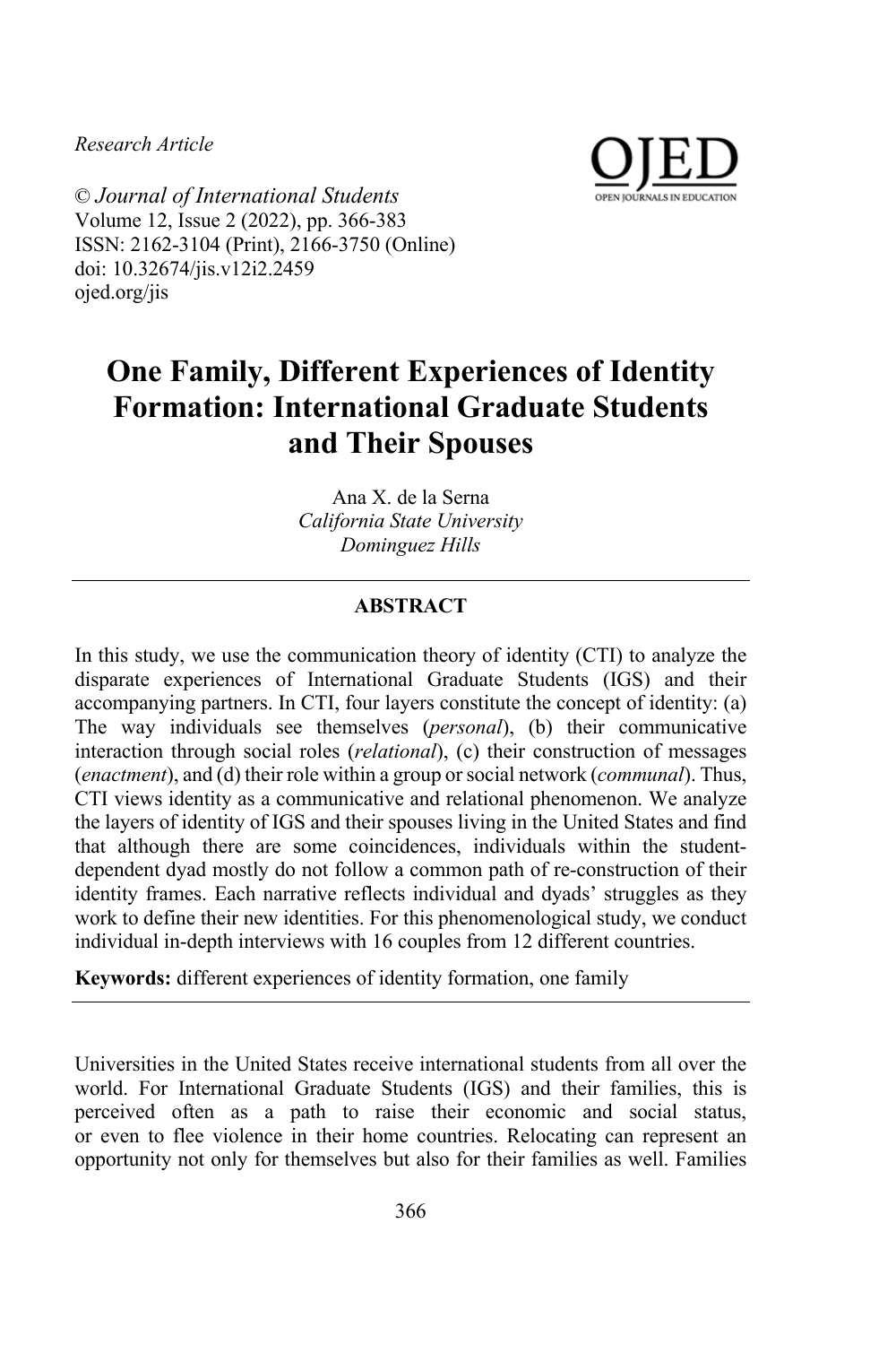*Research Article*

© *Journal of International Students*
Volume 12, Issue 2 (2022), pp. 366-383
ISSN: 2162-3104 (Print), 2166-3750 (Online)
doi: 10.32674/jis.v12i2.2459
ojed.org/jis

# One Family, Different Experiences of Identity Formation: International Graduate Students and Their Spouses

Ana X. de la Serna
*California State University*
*Dominguez Hills*

## ABSTRACT

In this study, we use the communication theory of identity (CTI) to analyze the disparate experiences of International Graduate Students (IGS) and their accompanying partners. In CTI, four layers constitute the concept of identity: (a) The way individuals see themselves (*personal*), (b) their communicative interaction through social roles (*relational*), (c) their construction of messages (*enactment*), and (d) their role within a group or social network (*communal*). Thus, CTI views identity as a communicative and relational phenomenon. We analyze the layers of identity of IGS and their spouses living in the United States and find that although there are some coincidences, individuals within the student-dependent dyad mostly do not follow a common path of re-construction of their identity frames. Each narrative reflects individual and dyads' struggles as they work to define their new identities. For this phenomenological study, we conduct individual in-depth interviews with 16 couples from 12 different countries.

**Keywords:** different experiences of identity formation, one family

Universities in the United States receive international students from all over the world. For International Graduate Students (IGS) and their families, this is perceived often as a path to raise their economic and social status, or even to flee violence in their home countries. Relocating can represent an opportunity not only for themselves but also for their families as well. Families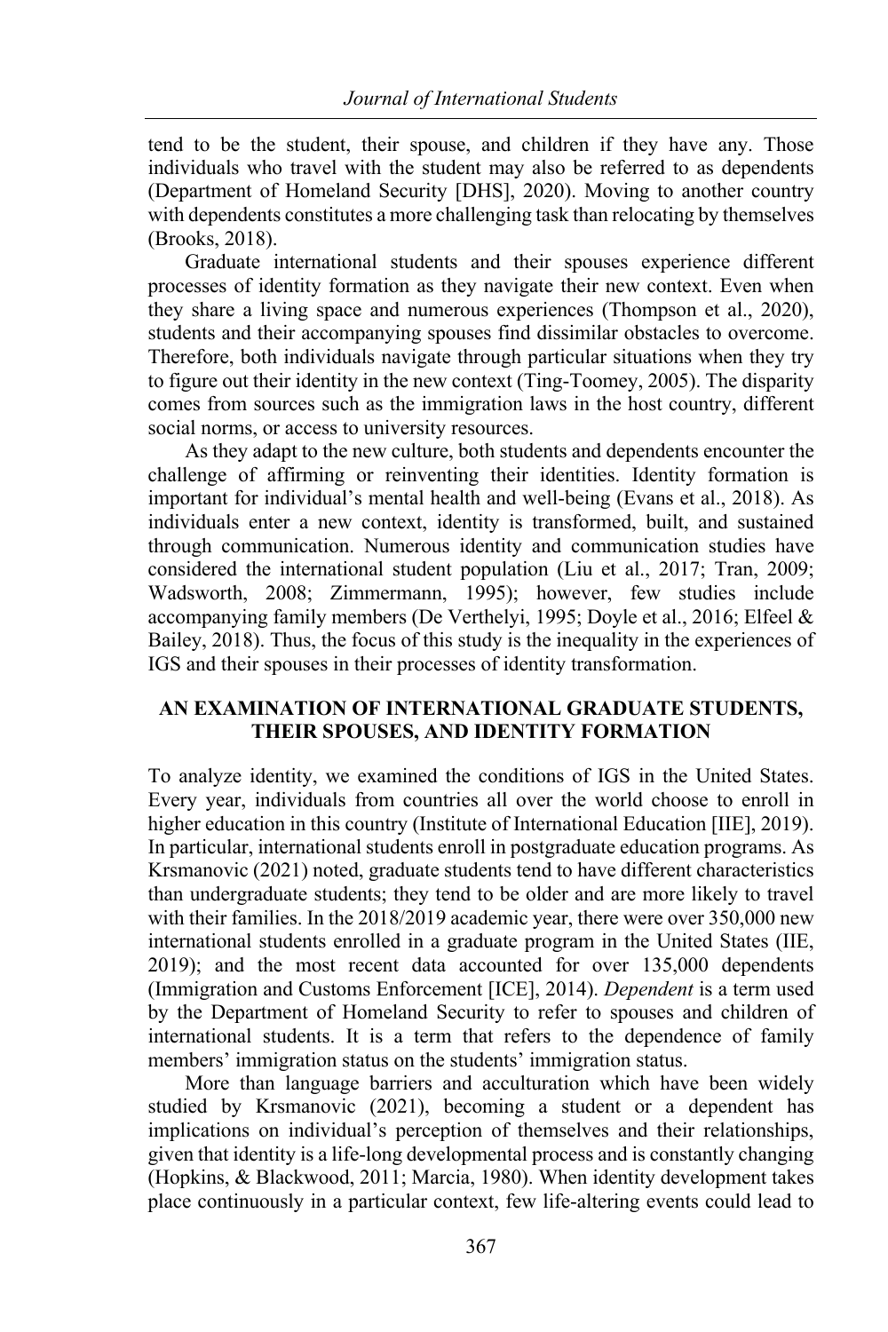tend to be the student, their spouse, and children if they have any. Those individuals who travel with the student may also be referred to as dependents (Department of Homeland Security [DHS], 2020). Moving to another country with dependents constitutes a more challenging task than relocating by themselves (Brooks, 2018).

Graduate international students and their spouses experience different processes of identity formation as they navigate their new context. Even when they share a living space and numerous experiences (Thompson et al., 2020), students and their accompanying spouses find dissimilar obstacles to overcome. Therefore, both individuals navigate through particular situations when they try to figure out their identity in the new context (Ting-Toomey, 2005). The disparity comes from sources such as the immigration laws in the host country, different social norms, or access to university resources.

As they adapt to the new culture, both students and dependents encounter the challenge of affirming or reinventing their identities. Identity formation is important for individual's mental health and well-being (Evans et al., 2018). As individuals enter a new context, identity is transformed, built, and sustained through communication. Numerous identity and communication studies have considered the international student population (Liu et al., 2017; Tran, 2009; Wadsworth, 2008; Zimmermann, 1995); however, few studies include accompanying family members (De Verthelyi, 1995; Doyle et al., 2016; Elfeel & Bailey, 2018). Thus, the focus of this study is the inequality in the experiences of IGS and their spouses in their processes of identity transformation.

## AN EXAMINATION OF INTERNATIONAL GRADUATE STUDENTS, THEIR SPOUSES, AND IDENTITY FORMATION

To analyze identity, we examined the conditions of IGS in the United States. Every year, individuals from countries all over the world choose to enroll in higher education in this country (Institute of International Education [IIE], 2019). In particular, international students enroll in postgraduate education programs. As Krsmanovic (2021) noted, graduate students tend to have different characteristics than undergraduate students; they tend to be older and are more likely to travel with their families. In the 2018/2019 academic year, there were over 350,000 new international students enrolled in a graduate program in the United States (IIE, 2019); and the most recent data accounted for over 135,000 dependents (Immigration and Customs Enforcement [ICE], 2014). *Dependent* is a term used by the Department of Homeland Security to refer to spouses and children of international students. It is a term that refers to the dependence of family members' immigration status on the students' immigration status.

More than language barriers and acculturation which have been widely studied by Krsmanovic (2021), becoming a student or a dependent has implications on individual's perception of themselves and their relationships, given that identity is a life-long developmental process and is constantly changing (Hopkins, & Blackwood, 2011; Marcia, 1980). When identity development takes place continuously in a particular context, few life-altering events could lead to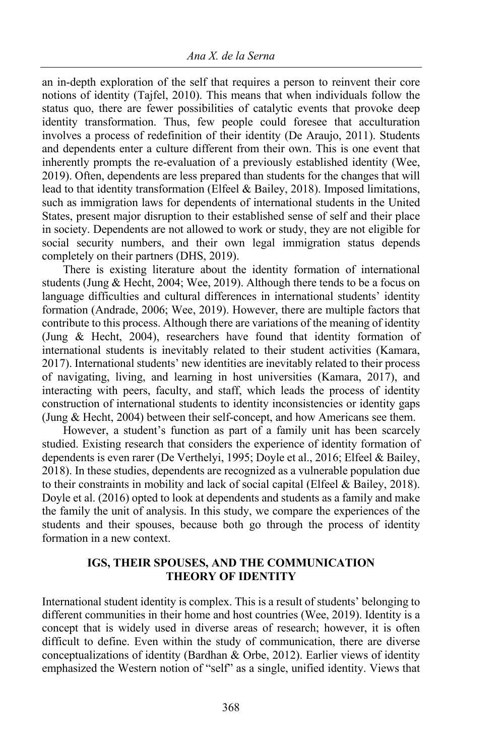an in-depth exploration of the self that requires a person to reinvent their core notions of identity (Tajfel, 2010). This means that when individuals follow the status quo, there are fewer possibilities of catalytic events that provoke deep identity transformation. Thus, few people could foresee that acculturation involves a process of redefinition of their identity (De Araujo, 2011). Students and dependents enter a culture different from their own. This is one event that inherently prompts the re-evaluation of a previously established identity (Wee, 2019). Often, dependents are less prepared than students for the changes that will lead to that identity transformation (Elfeel & Bailey, 2018). Imposed limitations, such as immigration laws for dependents of international students in the United States, present major disruption to their established sense of self and their place in society. Dependents are not allowed to work or study, they are not eligible for social security numbers, and their own legal immigration status depends completely on their partners (DHS, 2019).

There is existing literature about the identity formation of international students (Jung & Hecht, 2004; Wee, 2019). Although there tends to be a focus on language difficulties and cultural differences in international students' identity formation (Andrade, 2006; Wee, 2019). However, there are multiple factors that contribute to this process. Although there are variations of the meaning of identity (Jung & Hecht, 2004), researchers have found that identity formation of international students is inevitably related to their student activities (Kamara, 2017). International students' new identities are inevitably related to their process of navigating, living, and learning in host universities (Kamara, 2017), and interacting with peers, faculty, and staff, which leads the process of identity construction of international students to identity inconsistencies or identity gaps (Jung & Hecht, 2004) between their self-concept, and how Americans see them.

However, a student's function as part of a family unit has been scarcely studied. Existing research that considers the experience of identity formation of dependents is even rarer (De Verthelyi, 1995; Doyle et al., 2016; Elfeel & Bailey, 2018). In these studies, dependents are recognized as a vulnerable population due to their constraints in mobility and lack of social capital (Elfeel & Bailey, 2018). Doyle et al. (2016) opted to look at dependents and students as a family and make the family the unit of analysis. In this study, we compare the experiences of the students and their spouses, because both go through the process of identity formation in a new context.

## IGS, THEIR SPOUSES, AND THE COMMUNICATION THEORY OF IDENTITY

International student identity is complex. This is a result of students' belonging to different communities in their home and host countries (Wee, 2019). Identity is a concept that is widely used in diverse areas of research; however, it is often difficult to define. Even within the study of communication, there are diverse conceptualizations of identity (Bardhan & Orbe, 2012). Earlier views of identity emphasized the Western notion of "self" as a single, unified identity. Views that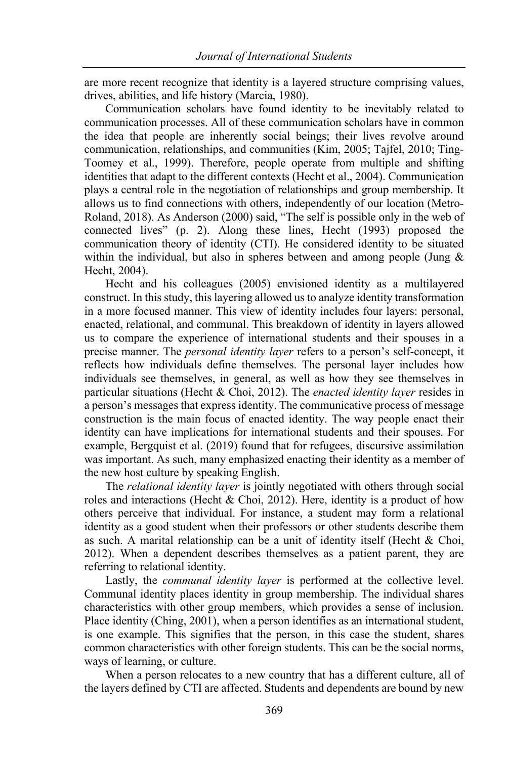are more recent recognize that identity is a layered structure comprising values, drives, abilities, and life history (Marcia, 1980).

Communication scholars have found identity to be inevitably related to communication processes. All of these communication scholars have in common the idea that people are inherently social beings; their lives revolve around communication, relationships, and communities (Kim, 2005; Tajfel, 2010; Ting-Toomey et al., 1999). Therefore, people operate from multiple and shifting identities that adapt to the different contexts (Hecht et al., 2004). Communication plays a central role in the negotiation of relationships and group membership. It allows us to find connections with others, independently of our location (Metro-Roland, 2018). As Anderson (2000) said, "The self is possible only in the web of connected lives" (p. 2). Along these lines, Hecht (1993) proposed the communication theory of identity (CTI). He considered identity to be situated within the individual, but also in spheres between and among people (Jung & Hecht, 2004).

Hecht and his colleagues (2005) envisioned identity as a multilayered construct. In this study, this layering allowed us to analyze identity transformation in a more focused manner. This view of identity includes four layers: personal, enacted, relational, and communal. This breakdown of identity in layers allowed us to compare the experience of international students and their spouses in a precise manner. The *personal identity layer* refers to a person's self-concept, it reflects how individuals define themselves. The personal layer includes how individuals see themselves, in general, as well as how they see themselves in particular situations (Hecht & Choi, 2012). The *enacted identity layer* resides in a person's messages that express identity. The communicative process of message construction is the main focus of enacted identity. The way people enact their identity can have implications for international students and their spouses. For example, Bergquist et al. (2019) found that for refugees, discursive assimilation was important. As such, many emphasized enacting their identity as a member of the new host culture by speaking English.

The *relational identity layer* is jointly negotiated with others through social roles and interactions (Hecht & Choi, 2012). Here, identity is a product of how others perceive that individual. For instance, a student may form a relational identity as a good student when their professors or other students describe them as such. A marital relationship can be a unit of identity itself (Hecht & Choi, 2012). When a dependent describes themselves as a patient parent, they are referring to relational identity.

Lastly, the *communal identity layer* is performed at the collective level. Communal identity places identity in group membership. The individual shares characteristics with other group members, which provides a sense of inclusion. Place identity (Ching, 2001), when a person identifies as an international student, is one example. This signifies that the person, in this case the student, shares common characteristics with other foreign students. This can be the social norms, ways of learning, or culture.

When a person relocates to a new country that has a different culture, all of the layers defined by CTI are affected. Students and dependents are bound by new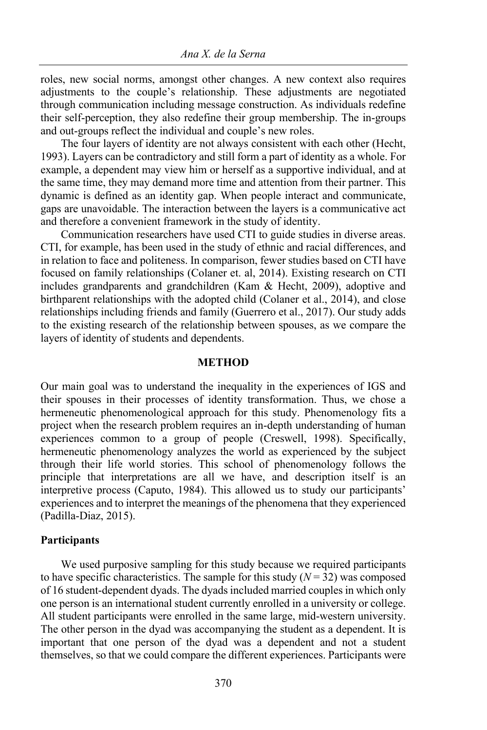roles, new social norms, amongst other changes. A new context also requires adjustments to the couple's relationship. These adjustments are negotiated through communication including message construction. As individuals redefine their self-perception, they also redefine their group membership. The in-groups and out-groups reflect the individual and couple's new roles.

The four layers of identity are not always consistent with each other (Hecht, 1993). Layers can be contradictory and still form a part of identity as a whole. For example, a dependent may view him or herself as a supportive individual, and at the same time, they may demand more time and attention from their partner. This dynamic is defined as an identity gap. When people interact and communicate, gaps are unavoidable. The interaction between the layers is a communicative act and therefore a convenient framework in the study of identity.

Communication researchers have used CTI to guide studies in diverse areas. CTI, for example, has been used in the study of ethnic and racial differences, and in relation to face and politeness. In comparison, fewer studies based on CTI have focused on family relationships (Colaner et. al, 2014). Existing research on CTI includes grandparents and grandchildren (Kam & Hecht, 2009), adoptive and birthparent relationships with the adopted child (Colaner et al., 2014), and close relationships including friends and family (Guerrero et al., 2017). Our study adds to the existing research of the relationship between spouses, as we compare the layers of identity of students and dependents.

## METHOD

Our main goal was to understand the inequality in the experiences of IGS and their spouses in their processes of identity transformation. Thus, we chose a hermeneutic phenomenological approach for this study. Phenomenology fits a project when the research problem requires an in-depth understanding of human experiences common to a group of people (Creswell, 1998). Specifically, hermeneutic phenomenology analyzes the world as experienced by the subject through their life world stories. This school of phenomenology follows the principle that interpretations are all we have, and description itself is an interpretive process (Caputo, 1984). This allowed us to study our participants' experiences and to interpret the meanings of the phenomena that they experienced (Padilla-Diaz, 2015).

### Participants

We used purposive sampling for this study because we required participants to have specific characteristics. The sample for this study ($N = 32$) was composed of 16 student-dependent dyads. The dyads included married couples in which only one person is an international student currently enrolled in a university or college. All student participants were enrolled in the same large, mid-western university. The other person in the dyad was accompanying the student as a dependent. It is important that one person of the dyad was a dependent and not a student themselves, so that we could compare the different experiences. Participants were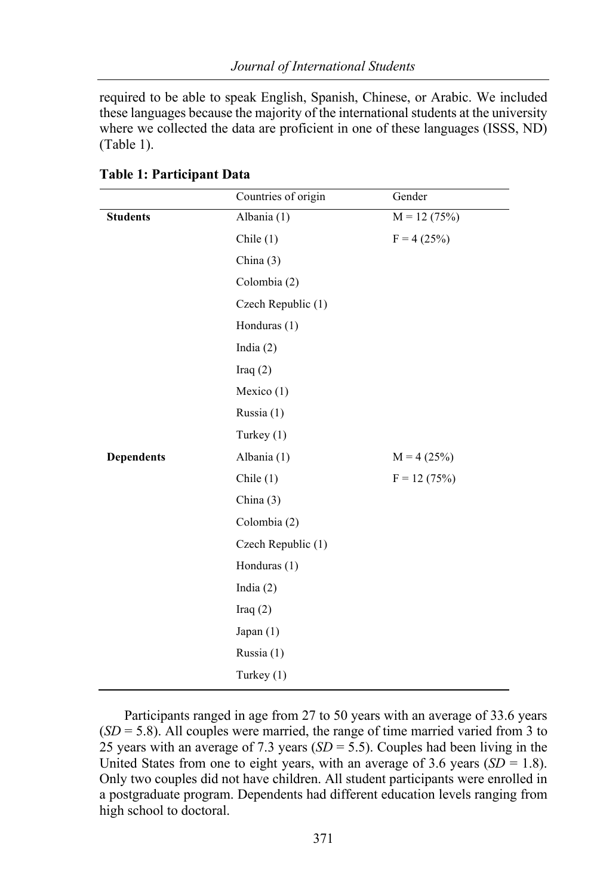required to be able to speak English, Spanish, Chinese, or Arabic. We included these languages because the majority of the international students at the university where we collected the data are proficient in one of these languages (ISSS, ND) (Table 1).

**Table 1: Participant Data**

| | Countries of origin | Gender |
|---|---|---|
| **Students** | Albania (1) | M = 12 (75%) |
| | Chile (1) | F = 4 (25%) |
| | China (3) | |
| | Colombia (2) | |
| | Czech Republic (1) | |
| | Honduras (1) | |
| | India (2) | |
| | Iraq (2) | |
| | Mexico (1) | |
| | Russia (1) | |
| | Turkey (1) | |
| **Dependents** | Albania (1) | M = 4 (25%) |
| | Chile (1) | F = 12 (75%) |
| | China (3) | |
| | Colombia (2) | |
| | Czech Republic (1) | |
| | Honduras (1) | |
| | India (2) | |
| | Iraq (2) | |
| | Japan (1) | |
| | Russia (1) | |
| | Turkey (1) | |

Participants ranged in age from 27 to 50 years with an average of 33.6 years ($SD = 5.8$). All couples were married, the range of time married varied from 3 to 25 years with an average of 7.3 years ($SD = 5.5$). Couples had been living in the United States from one to eight years, with an average of 3.6 years ($SD = 1.8$). Only two couples did not have children. All student participants were enrolled in a postgraduate program. Dependents had different education levels ranging from high school to doctoral.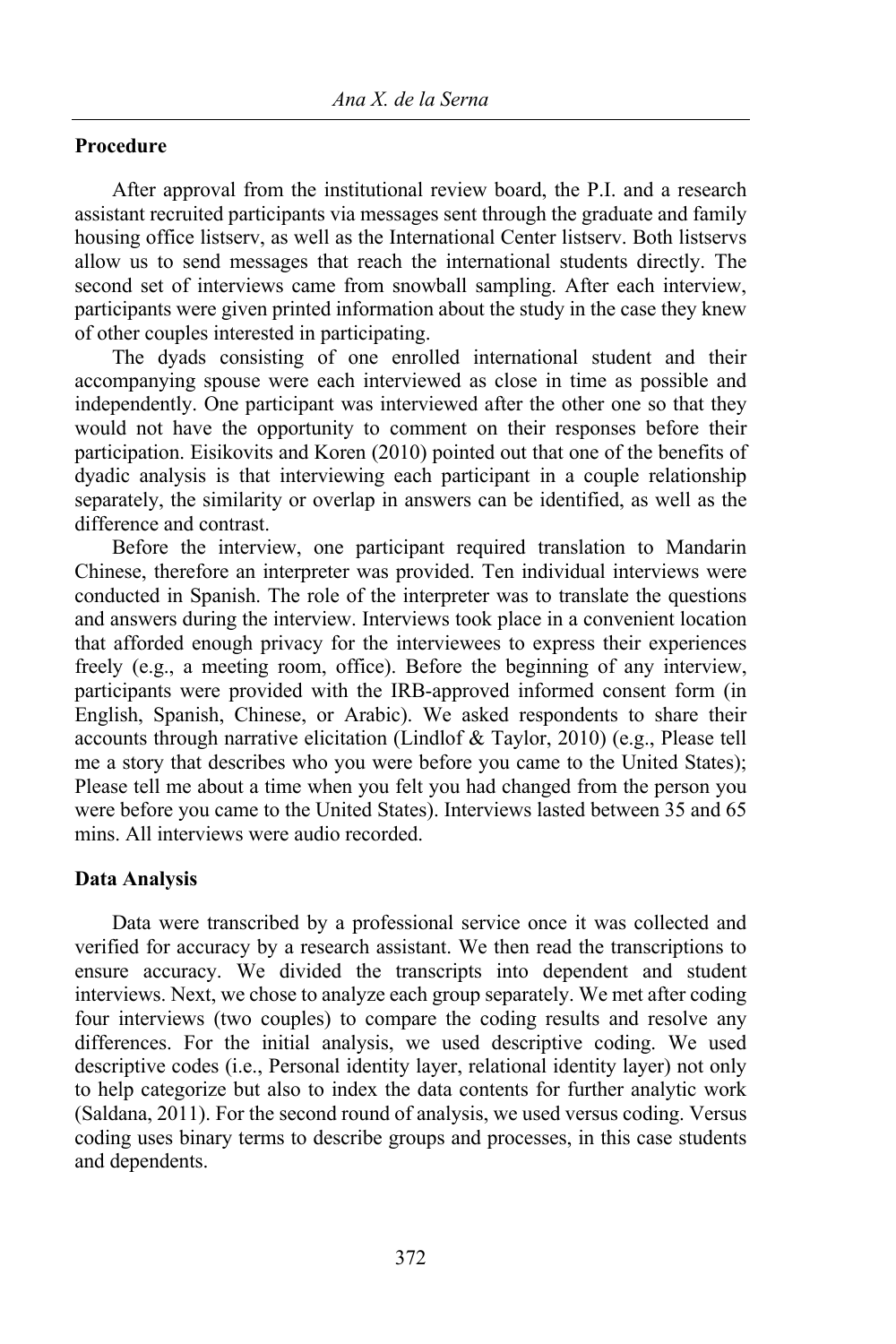**Procedure**

After approval from the institutional review board, the P.I. and a research assistant recruited participants via messages sent through the graduate and family housing office listserv, as well as the International Center listserv. Both listservs allow us to send messages that reach the international students directly. The second set of interviews came from snowball sampling. After each interview, participants were given printed information about the study in the case they knew of other couples interested in participating.

The dyads consisting of one enrolled international student and their accompanying spouse were each interviewed as close in time as possible and independently. One participant was interviewed after the other one so that they would not have the opportunity to comment on their responses before their participation. Eisikovits and Koren (2010) pointed out that one of the benefits of dyadic analysis is that interviewing each participant in a couple relationship separately, the similarity or overlap in answers can be identified, as well as the difference and contrast.

Before the interview, one participant required translation to Mandarin Chinese, therefore an interpreter was provided. Ten individual interviews were conducted in Spanish. The role of the interpreter was to translate the questions and answers during the interview. Interviews took place in a convenient location that afforded enough privacy for the interviewees to express their experiences freely (e.g., a meeting room, office). Before the beginning of any interview, participants were provided with the IRB-approved informed consent form (in English, Spanish, Chinese, or Arabic). We asked respondents to share their accounts through narrative elicitation (Lindlof & Taylor, 2010) (e.g., Please tell me a story that describes who you were before you came to the United States); Please tell me about a time when you felt you had changed from the person you were before you came to the United States). Interviews lasted between 35 and 65 mins. All interviews were audio recorded.

**Data Analysis**

Data were transcribed by a professional service once it was collected and verified for accuracy by a research assistant. We then read the transcriptions to ensure accuracy. We divided the transcripts into dependent and student interviews. Next, we chose to analyze each group separately. We met after coding four interviews (two couples) to compare the coding results and resolve any differences. For the initial analysis, we used descriptive coding. We used descriptive codes (i.e., Personal identity layer, relational identity layer) not only to help categorize but also to index the data contents for further analytic work (Saldana, 2011). For the second round of analysis, we used versus coding. Versus coding uses binary terms to describe groups and processes, in this case students and dependents.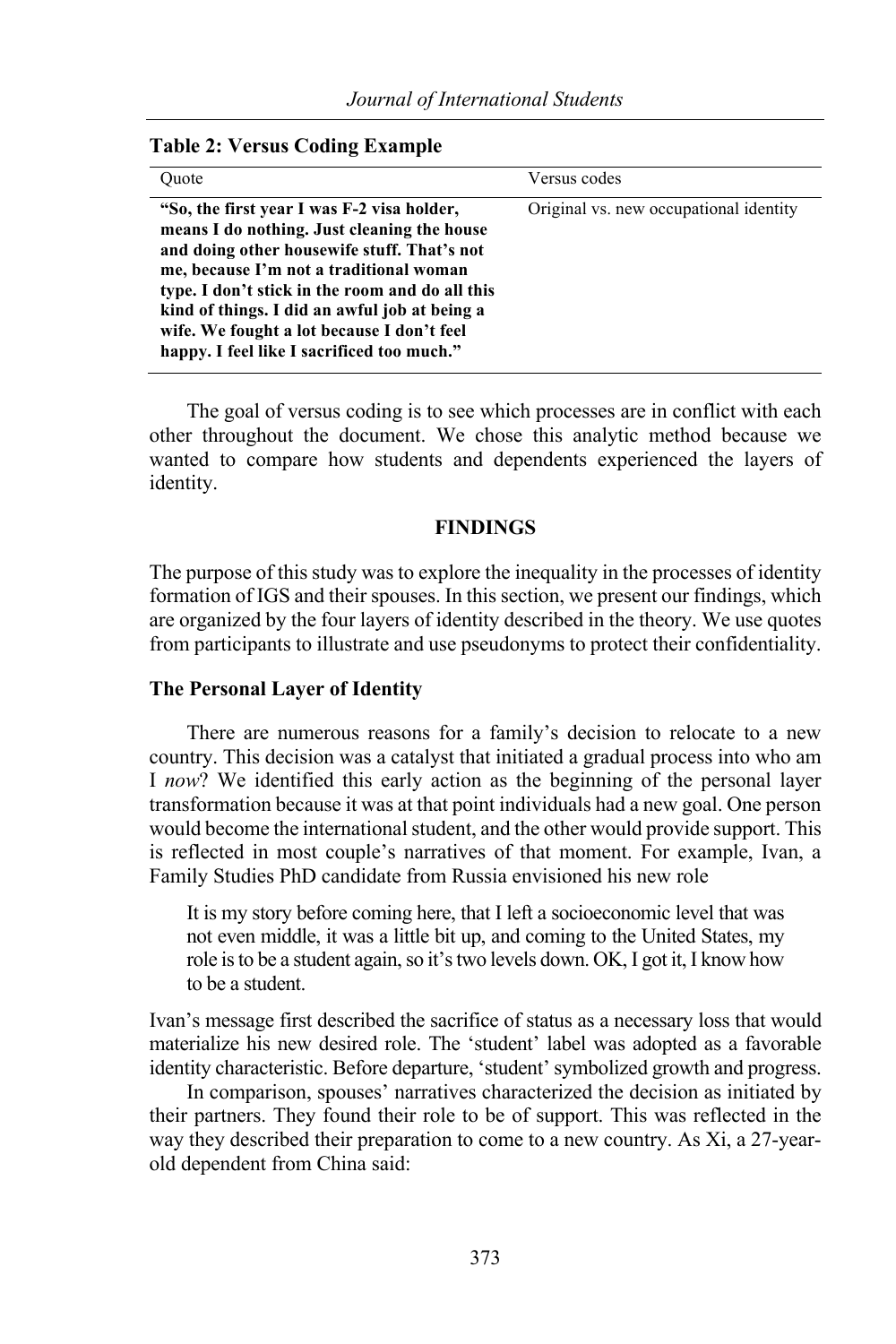**Table 2: Versus Coding Example**

| Quote | Versus codes |
|---|---|
| **"So, the first year I was F-2 visa holder, means I do nothing. Just cleaning the house and doing other housewife stuff. That's not me, because I'm not a traditional woman type. I don't stick in the room and do all this kind of things. I did an awful job at being a wife. We fought a lot because I don't feel happy. I feel like I sacrificed too much."** | Original vs. new occupational identity |

The goal of versus coding is to see which processes are in conflict with each other throughout the document. We chose this analytic method because we wanted to compare how students and dependents experienced the layers of identity.

## FINDINGS

The purpose of this study was to explore the inequality in the processes of identity formation of IGS and their spouses. In this section, we present our findings, which are organized by the four layers of identity described in the theory. We use quotes from participants to illustrate and use pseudonyms to protect their confidentiality.

### The Personal Layer of Identity

There are numerous reasons for a family's decision to relocate to a new country. This decision was a catalyst that initiated a gradual process into who am I *now*? We identified this early action as the beginning of the personal layer transformation because it was at that point individuals had a new goal. One person would become the international student, and the other would provide support. This is reflected in most couple's narratives of that moment. For example, Ivan, a Family Studies PhD candidate from Russia envisioned his new role

> It is my story before coming here, that I left a socioeconomic level that was not even middle, it was a little bit up, and coming to the United States, my role is to be a student again, so it's two levels down. OK, I got it, I know how to be a student.

Ivan's message first described the sacrifice of status as a necessary loss that would materialize his new desired role. The 'student' label was adopted as a favorable identity characteristic. Before departure, 'student' symbolized growth and progress.

In comparison, spouses' narratives characterized the decision as initiated by their partners. They found their role to be of support. This was reflected in the way they described their preparation to come to a new country. As Xi, a 27-year-old dependent from China said: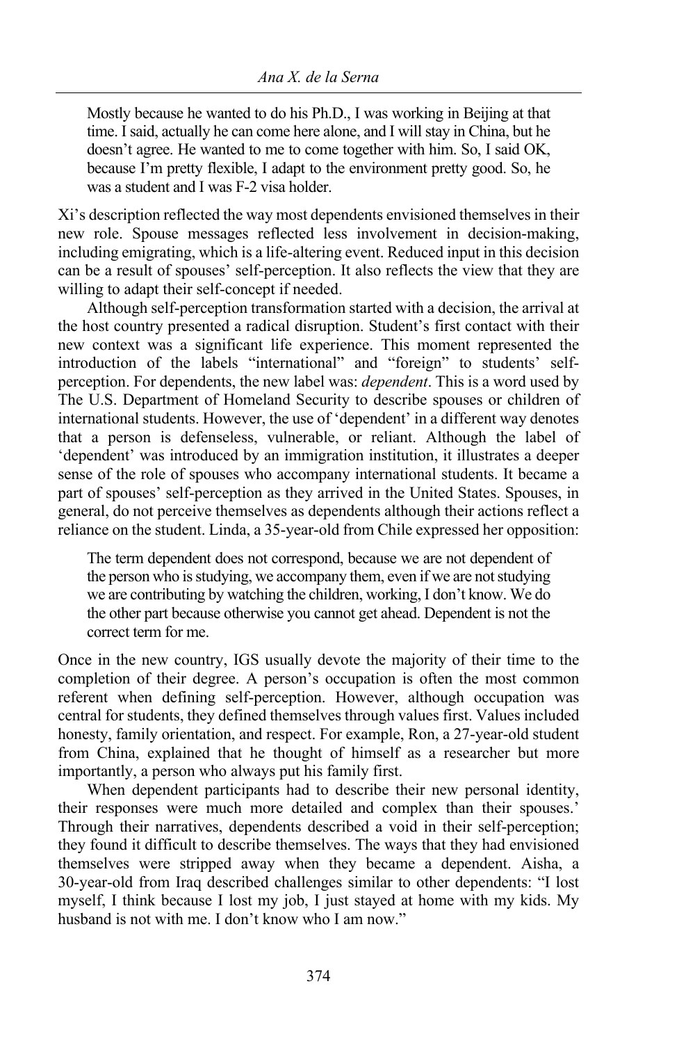> Mostly because he wanted to do his Ph.D., I was working in Beijing at that time. I said, actually he can come here alone, and I will stay in China, but he doesn't agree. He wanted to me to come together with him. So, I said OK, because I'm pretty flexible, I adapt to the environment pretty good. So, he was a student and I was F-2 visa holder.

Xi's description reflected the way most dependents envisioned themselves in their new role. Spouse messages reflected less involvement in decision-making, including emigrating, which is a life-altering event. Reduced input in this decision can be a result of spouses' self-perception. It also reflects the view that they are willing to adapt their self-concept if needed.

Although self-perception transformation started with a decision, the arrival at the host country presented a radical disruption. Student's first contact with their new context was a significant life experience. This moment represented the introduction of the labels "international" and "foreign" to students' self-perception. For dependents, the new label was: *dependent*. This is a word used by The U.S. Department of Homeland Security to describe spouses or children of international students. However, the use of 'dependent' in a different way denotes that a person is defenseless, vulnerable, or reliant. Although the label of 'dependent' was introduced by an immigration institution, it illustrates a deeper sense of the role of spouses who accompany international students. It became a part of spouses' self-perception as they arrived in the United States. Spouses, in general, do not perceive themselves as dependents although their actions reflect a reliance on the student. Linda, a 35-year-old from Chile expressed her opposition:

> The term dependent does not correspond, because we are not dependent of the person who is studying, we accompany them, even if we are not studying we are contributing by watching the children, working, I don't know. We do the other part because otherwise you cannot get ahead. Dependent is not the correct term for me.

Once in the new country, IGS usually devote the majority of their time to the completion of their degree. A person's occupation is often the most common referent when defining self-perception. However, although occupation was central for students, they defined themselves through values first. Values included honesty, family orientation, and respect. For example, Ron, a 27-year-old student from China, explained that he thought of himself as a researcher but more importantly, a person who always put his family first.

When dependent participants had to describe their new personal identity, their responses were much more detailed and complex than their spouses.' Through their narratives, dependents described a void in their self-perception; they found it difficult to describe themselves. The ways that they had envisioned themselves were stripped away when they became a dependent. Aisha, a 30-year-old from Iraq described challenges similar to other dependents: "I lost myself, I think because I lost my job, I just stayed at home with my kids. My husband is not with me. I don't know who I am now."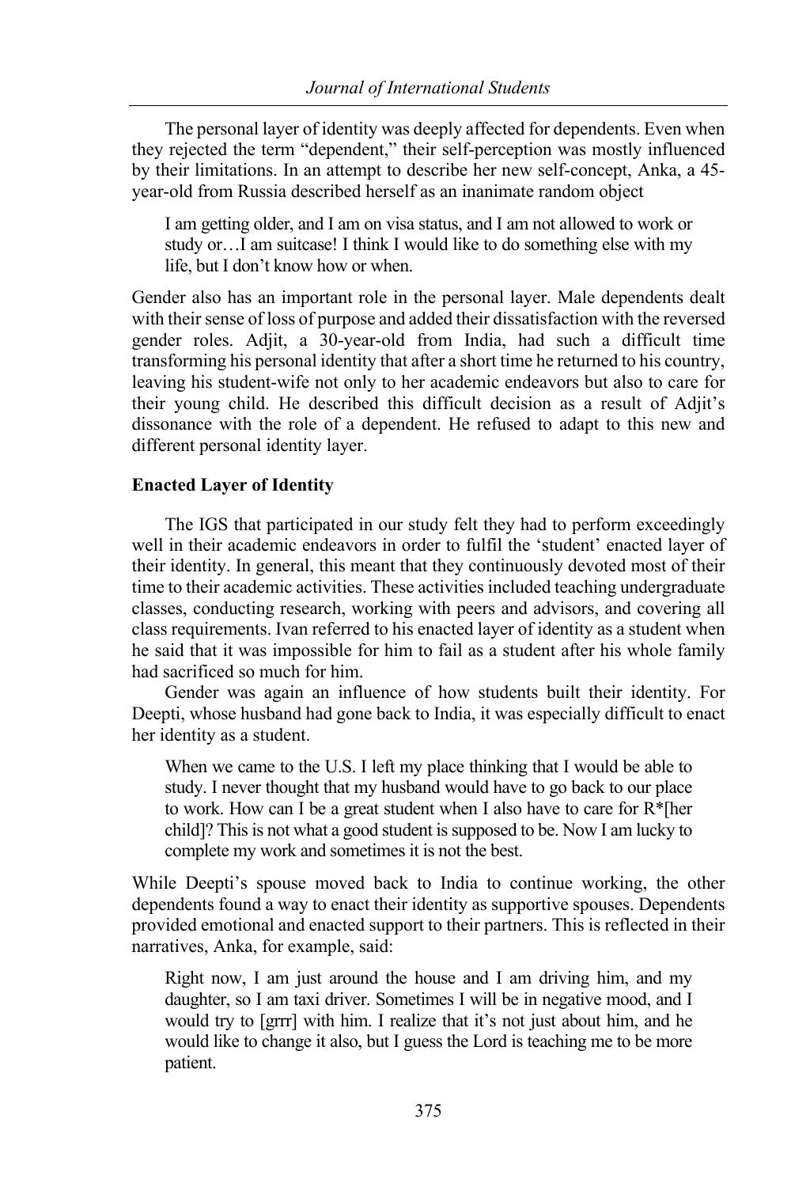The personal layer of identity was deeply affected for dependents. Even when they rejected the term "dependent," their self-perception was mostly influenced by their limitations. In an attempt to describe her new self-concept, Anka, a 45-year-old from Russia described herself as an inanimate random object

> I am getting older, and I am on visa status, and I am not allowed to work or study or…I am suitcase! I think I would like to do something else with my life, but I don't know how or when.

Gender also has an important role in the personal layer. Male dependents dealt with their sense of loss of purpose and added their dissatisfaction with the reversed gender roles. Adjit, a 30-year-old from India, had such a difficult time transforming his personal identity that after a short time he returned to his country, leaving his student-wife not only to her academic endeavors but also to care for their young child. He described this difficult decision as a result of Adjit's dissonance with the role of a dependent. He refused to adapt to this new and different personal identity layer.

### Enacted Layer of Identity

The IGS that participated in our study felt they had to perform exceedingly well in their academic endeavors in order to fulfil the 'student' enacted layer of their identity. In general, this meant that they continuously devoted most of their time to their academic activities. These activities included teaching undergraduate classes, conducting research, working with peers and advisors, and covering all class requirements. Ivan referred to his enacted layer of identity as a student when he said that it was impossible for him to fail as a student after his whole family had sacrificed so much for him.

Gender was again an influence of how students built their identity. For Deepti, whose husband had gone back to India, it was especially difficult to enact her identity as a student.

> When we came to the U.S. I left my place thinking that I would be able to study. I never thought that my husband would have to go back to our place to work. How can I be a great student when I also have to care for R*[her child]? This is not what a good student is supposed to be. Now I am lucky to complete my work and sometimes it is not the best.

While Deepti's spouse moved back to India to continue working, the other dependents found a way to enact their identity as supportive spouses. Dependents provided emotional and enacted support to their partners. This is reflected in their narratives, Anka, for example, said:

> Right now, I am just around the house and I am driving him, and my daughter, so I am taxi driver. Sometimes I will be in negative mood, and I would try to [grrr] with him. I realize that it's not just about him, and he would like to change it also, but I guess the Lord is teaching me to be more patient.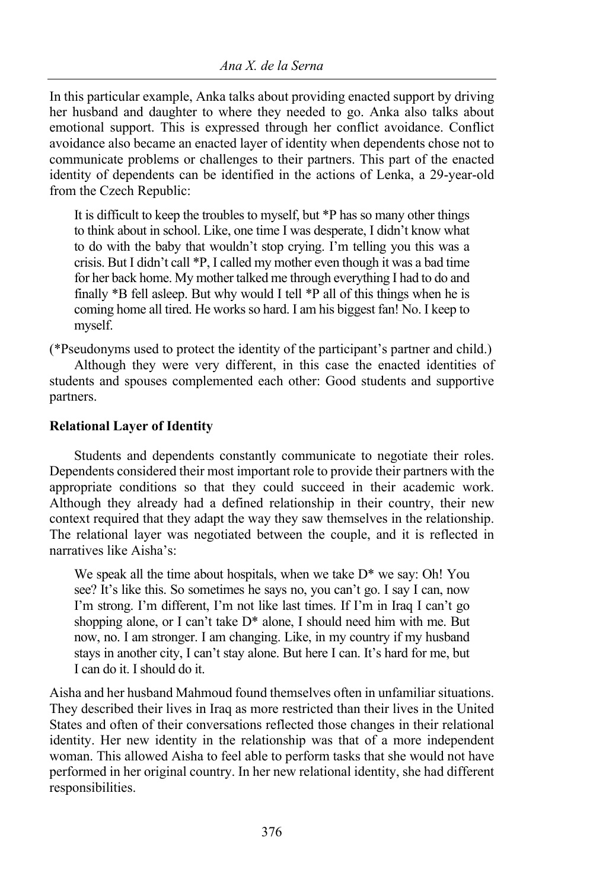In this particular example, Anka talks about providing enacted support by driving her husband and daughter to where they needed to go. Anka also talks about emotional support. This is expressed through her conflict avoidance. Conflict avoidance also became an enacted layer of identity when dependents chose not to communicate problems or challenges to their partners. This part of the enacted identity of dependents can be identified in the actions of Lenka, a 29-year-old from the Czech Republic:

> It is difficult to keep the troubles to myself, but *P has so many other things to think about in school. Like, one time I was desperate, I didn't know what to do with the baby that wouldn't stop crying. I'm telling you this was a crisis. But I didn't call *P, I called my mother even though it was a bad time for her back home. My mother talked me through everything I had to do and finally *B fell asleep. But why would I tell *P all of this things when he is coming home all tired. He works so hard. I am his biggest fan! No. I keep to myself.

(*Pseudonyms used to protect the identity of the participant's partner and child.)

Although they were very different, in this case the enacted identities of students and spouses complemented each other: Good students and supportive partners.

### Relational Layer of Identity

Students and dependents constantly communicate to negotiate their roles. Dependents considered their most important role to provide their partners with the appropriate conditions so that they could succeed in their academic work. Although they already had a defined relationship in their country, their new context required that they adapt the way they saw themselves in the relationship. The relational layer was negotiated between the couple, and it is reflected in narratives like Aisha's:

> We speak all the time about hospitals, when we take D* we say: Oh! You see? It's like this. So sometimes he says no, you can't go. I say I can, now I'm strong. I'm different, I'm not like last times. If I'm in Iraq I can't go shopping alone, or I can't take D* alone, I should need him with me. But now, no. I am stronger. I am changing. Like, in my country if my husband stays in another city, I can't stay alone. But here I can. It's hard for me, but I can do it. I should do it.

Aisha and her husband Mahmoud found themselves often in unfamiliar situations. They described their lives in Iraq as more restricted than their lives in the United States and often of their conversations reflected those changes in their relational identity. Her new identity in the relationship was that of a more independent woman. This allowed Aisha to feel able to perform tasks that she would not have performed in her original country. In her new relational identity, she had different responsibilities.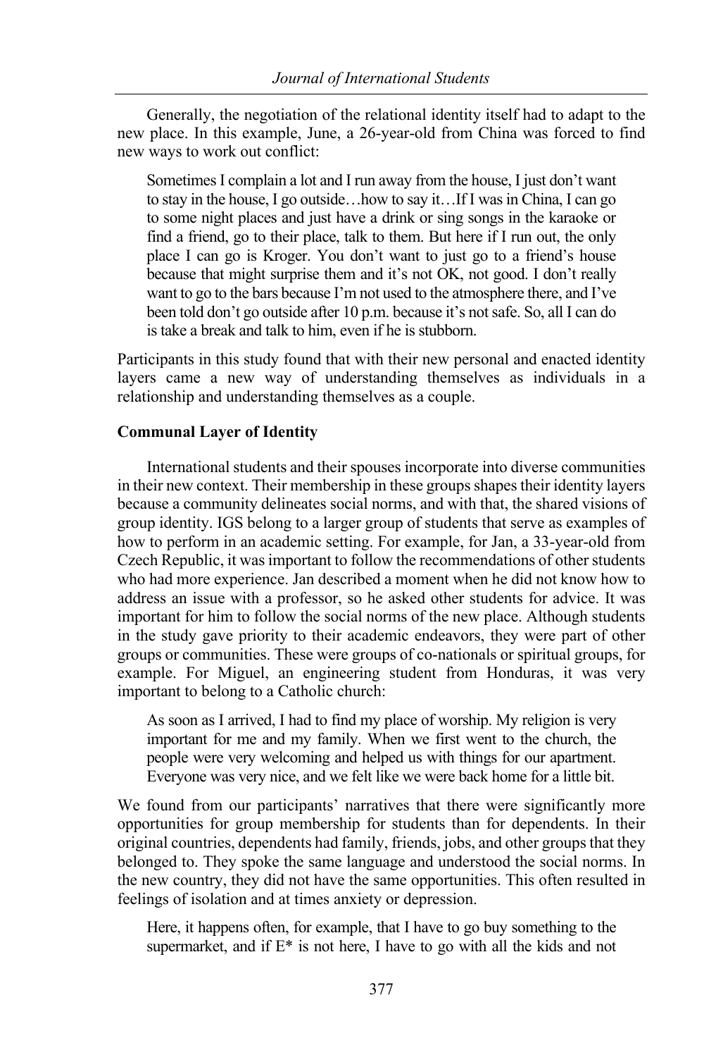Generally, the negotiation of the relational identity itself had to adapt to the new place. In this example, June, a 26-year-old from China was forced to find new ways to work out conflict:

> Sometimes I complain a lot and I run away from the house, I just don't want to stay in the house, I go outside…how to say it…If I was in China, I can go to some night places and just have a drink or sing songs in the karaoke or find a friend, go to their place, talk to them. But here if I run out, the only place I can go is Kroger. You don't want to just go to a friend's house because that might surprise them and it's not OK, not good. I don't really want to go to the bars because I'm not used to the atmosphere there, and I've been told don't go outside after 10 p.m. because it's not safe. So, all I can do is take a break and talk to him, even if he is stubborn.

Participants in this study found that with their new personal and enacted identity layers came a new way of understanding themselves as individuals in a relationship and understanding themselves as a couple.

**Communal Layer of Identity**

International students and their spouses incorporate into diverse communities in their new context. Their membership in these groups shapes their identity layers because a community delineates social norms, and with that, the shared visions of group identity. IGS belong to a larger group of students that serve as examples of how to perform in an academic setting. For example, for Jan, a 33-year-old from Czech Republic, it was important to follow the recommendations of other students who had more experience. Jan described a moment when he did not know how to address an issue with a professor, so he asked other students for advice. It was important for him to follow the social norms of the new place. Although students in the study gave priority to their academic endeavors, they were part of other groups or communities. These were groups of co-nationals or spiritual groups, for example. For Miguel, an engineering student from Honduras, it was very important to belong to a Catholic church:

> As soon as I arrived, I had to find my place of worship. My religion is very important for me and my family. When we first went to the church, the people were very welcoming and helped us with things for our apartment. Everyone was very nice, and we felt like we were back home for a little bit.

We found from our participants' narratives that there were significantly more opportunities for group membership for students than for dependents. In their original countries, dependents had family, friends, jobs, and other groups that they belonged to. They spoke the same language and understood the social norms. In the new country, they did not have the same opportunities. This often resulted in feelings of isolation and at times anxiety or depression.

> Here, it happens often, for example, that I have to go buy something to the supermarket, and if E* is not here, I have to go with all the kids and not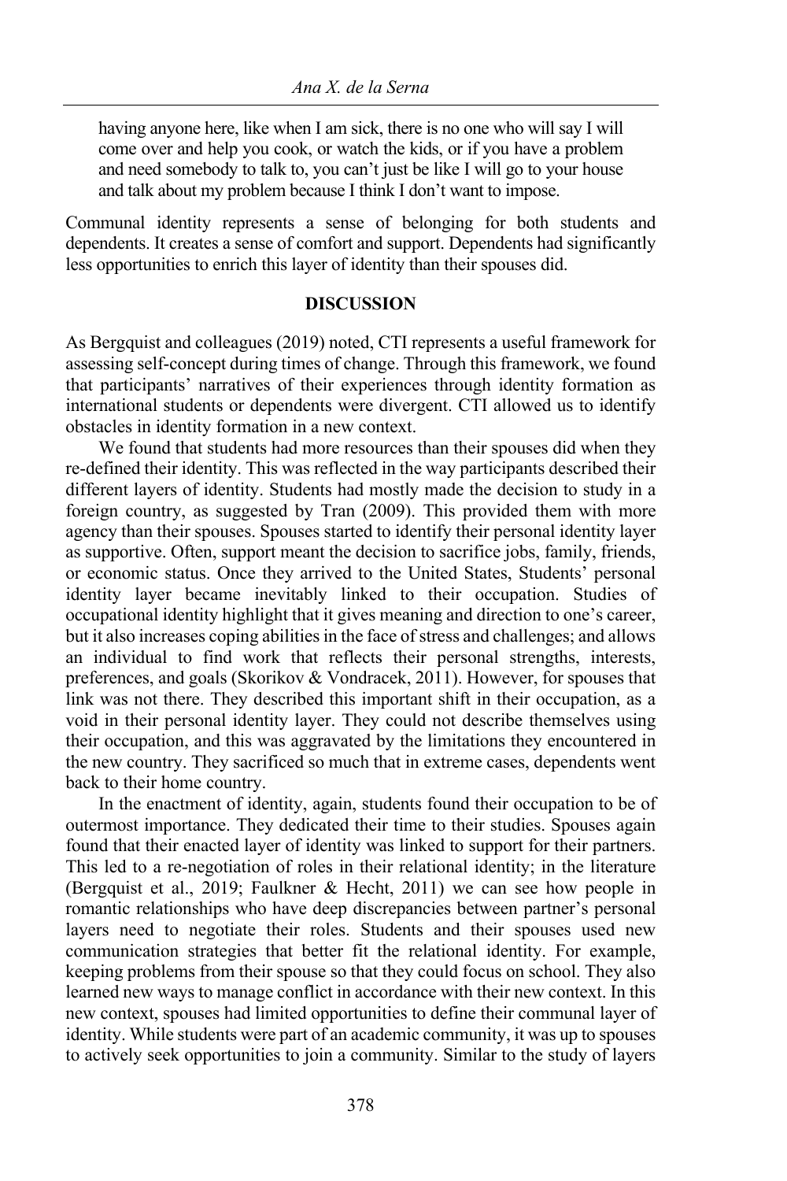> having anyone here, like when I am sick, there is no one who will say I will come over and help you cook, or watch the kids, or if you have a problem and need somebody to talk to, you can't just be like I will go to your house and talk about my problem because I think I don't want to impose.

Communal identity represents a sense of belonging for both students and dependents. It creates a sense of comfort and support. Dependents had significantly less opportunities to enrich this layer of identity than their spouses did.

## DISCUSSION

As Bergquist and colleagues (2019) noted, CTI represents a useful framework for assessing self-concept during times of change. Through this framework, we found that participants' narratives of their experiences through identity formation as international students or dependents were divergent. CTI allowed us to identify obstacles in identity formation in a new context.

We found that students had more resources than their spouses did when they re-defined their identity. This was reflected in the way participants described their different layers of identity. Students had mostly made the decision to study in a foreign country, as suggested by Tran (2009). This provided them with more agency than their spouses. Spouses started to identify their personal identity layer as supportive. Often, support meant the decision to sacrifice jobs, family, friends, or economic status. Once they arrived to the United States, Students' personal identity layer became inevitably linked to their occupation. Studies of occupational identity highlight that it gives meaning and direction to one's career, but it also increases coping abilities in the face of stress and challenges; and allows an individual to find work that reflects their personal strengths, interests, preferences, and goals (Skorikov & Vondracek, 2011). However, for spouses that link was not there. They described this important shift in their occupation, as a void in their personal identity layer. They could not describe themselves using their occupation, and this was aggravated by the limitations they encountered in the new country. They sacrificed so much that in extreme cases, dependents went back to their home country.

In the enactment of identity, again, students found their occupation to be of outermost importance. They dedicated their time to their studies. Spouses again found that their enacted layer of identity was linked to support for their partners. This led to a re-negotiation of roles in their relational identity; in the literature (Bergquist et al., 2019; Faulkner & Hecht, 2011) we can see how people in romantic relationships who have deep discrepancies between partner's personal layers need to negotiate their roles. Students and their spouses used new communication strategies that better fit the relational identity. For example, keeping problems from their spouse so that they could focus on school. They also learned new ways to manage conflict in accordance with their new context. In this new context, spouses had limited opportunities to define their communal layer of identity. While students were part of an academic community, it was up to spouses to actively seek opportunities to join a community. Similar to the study of layers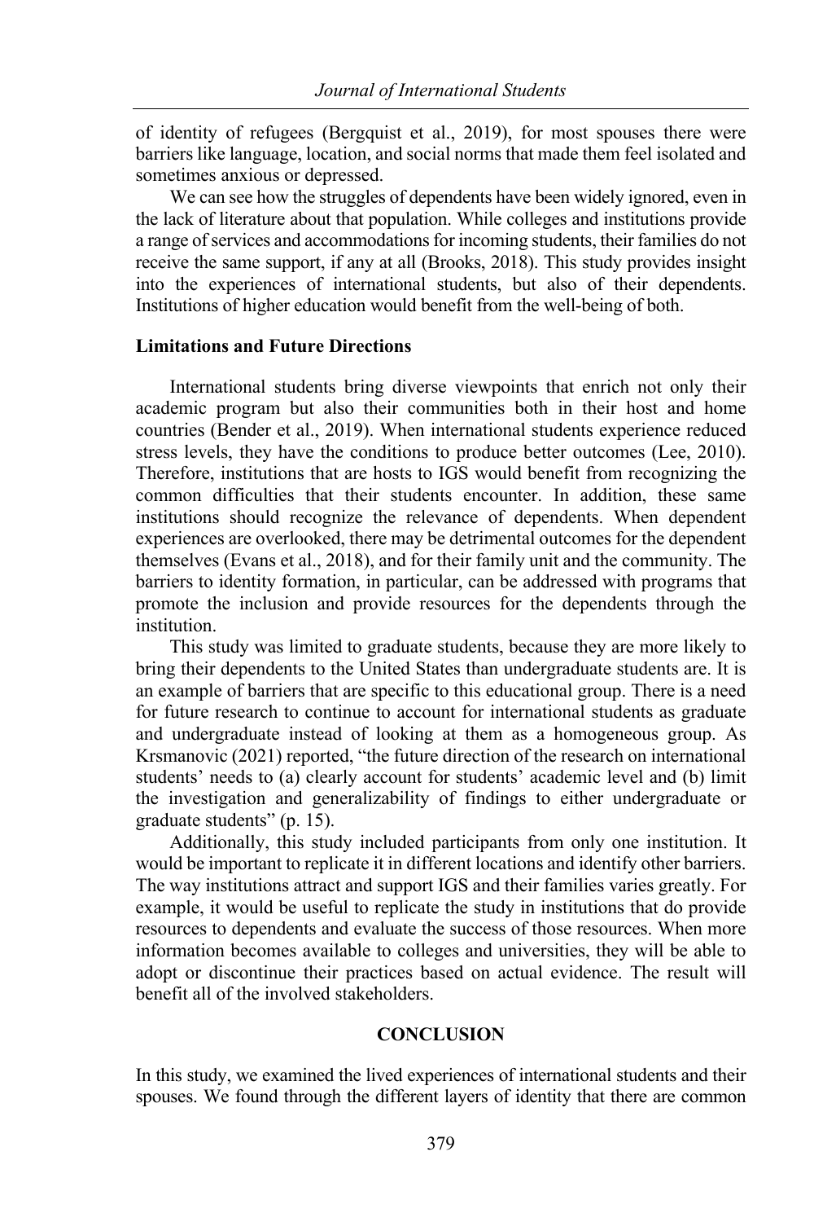of identity of refugees (Bergquist et al., 2019), for most spouses there were barriers like language, location, and social norms that made them feel isolated and sometimes anxious or depressed.

We can see how the struggles of dependents have been widely ignored, even in the lack of literature about that population. While colleges and institutions provide a range of services and accommodations for incoming students, their families do not receive the same support, if any at all (Brooks, 2018). This study provides insight into the experiences of international students, but also of their dependents. Institutions of higher education would benefit from the well-being of both.

### Limitations and Future Directions

International students bring diverse viewpoints that enrich not only their academic program but also their communities both in their host and home countries (Bender et al., 2019). When international students experience reduced stress levels, they have the conditions to produce better outcomes (Lee, 2010). Therefore, institutions that are hosts to IGS would benefit from recognizing the common difficulties that their students encounter. In addition, these same institutions should recognize the relevance of dependents. When dependent experiences are overlooked, there may be detrimental outcomes for the dependent themselves (Evans et al., 2018), and for their family unit and the community. The barriers to identity formation, in particular, can be addressed with programs that promote the inclusion and provide resources for the dependents through the institution.

This study was limited to graduate students, because they are more likely to bring their dependents to the United States than undergraduate students are. It is an example of barriers that are specific to this educational group. There is a need for future research to continue to account for international students as graduate and undergraduate instead of looking at them as a homogeneous group. As Krsmanovic (2021) reported, "the future direction of the research on international students' needs to (a) clearly account for students' academic level and (b) limit the investigation and generalizability of findings to either undergraduate or graduate students" (p. 15).

Additionally, this study included participants from only one institution. It would be important to replicate it in different locations and identify other barriers. The way institutions attract and support IGS and their families varies greatly. For example, it would be useful to replicate the study in institutions that do provide resources to dependents and evaluate the success of those resources. When more information becomes available to colleges and universities, they will be able to adopt or discontinue their practices based on actual evidence. The result will benefit all of the involved stakeholders.

## CONCLUSION

In this study, we examined the lived experiences of international students and their spouses. We found through the different layers of identity that there are common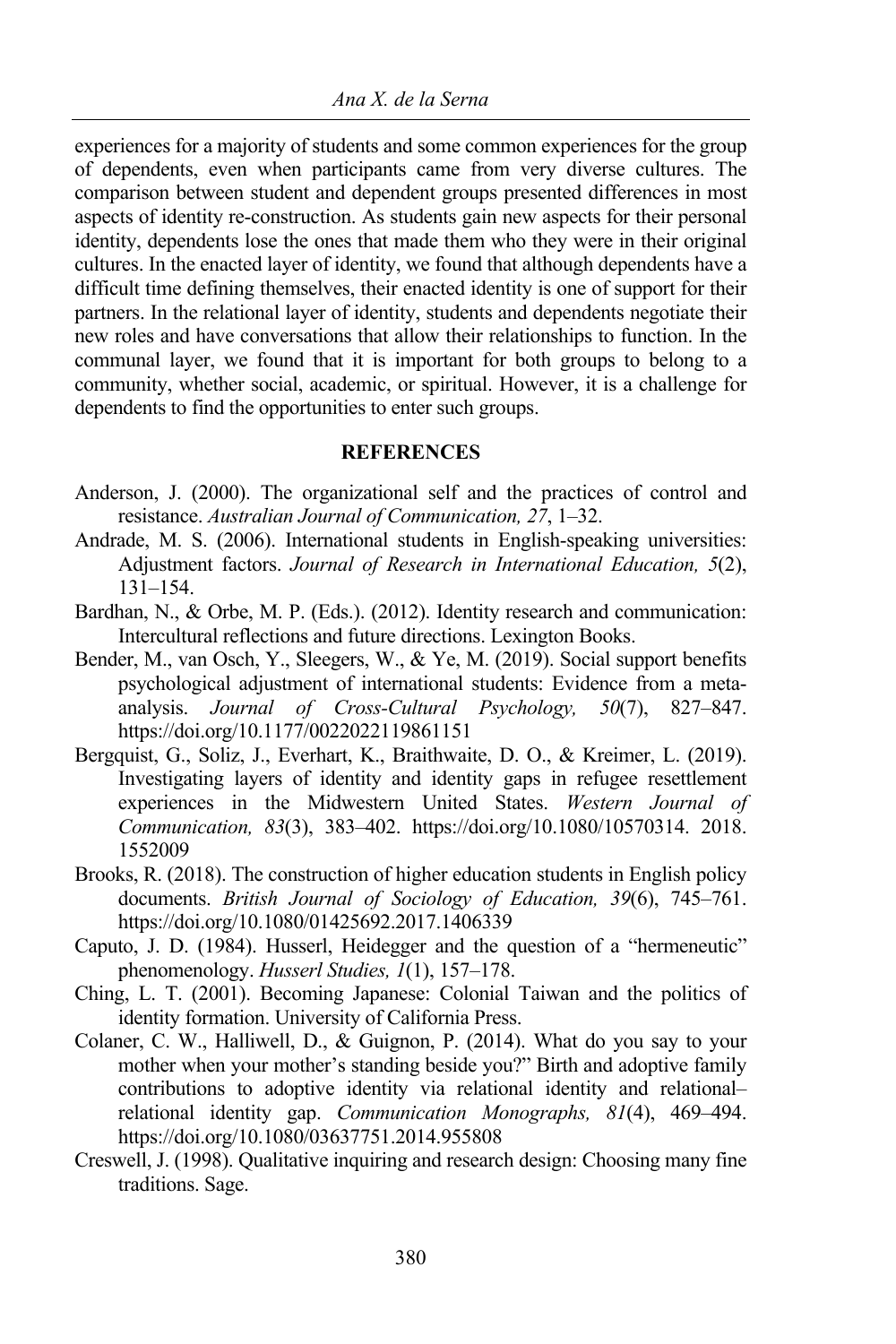experiences for a majority of students and some common experiences for the group of dependents, even when participants came from very diverse cultures. The comparison between student and dependent groups presented differences in most aspects of identity re-construction. As students gain new aspects for their personal identity, dependents lose the ones that made them who they were in their original cultures. In the enacted layer of identity, we found that although dependents have a difficult time defining themselves, their enacted identity is one of support for their partners. In the relational layer of identity, students and dependents negotiate their new roles and have conversations that allow their relationships to function. In the communal layer, we found that it is important for both groups to belong to a community, whether social, academic, or spiritual. However, it is a challenge for dependents to find the opportunities to enter such groups.

## REFERENCES

Anderson, J. (2000). The organizational self and the practices of control and resistance. *Australian Journal of Communication, 27*, 1–32.

Andrade, M. S. (2006). International students in English-speaking universities: Adjustment factors. *Journal of Research in International Education, 5*(2), 131–154.

Bardhan, N., & Orbe, M. P. (Eds.). (2012). Identity research and communication: Intercultural reflections and future directions. Lexington Books.

Bender, M., van Osch, Y., Sleegers, W., & Ye, M. (2019). Social support benefits psychological adjustment of international students: Evidence from a meta-analysis. *Journal of Cross-Cultural Psychology, 50*(7), 827–847. https://doi.org/10.1177/0022022119861151

Bergquist, G., Soliz, J., Everhart, K., Braithwaite, D. O., & Kreimer, L. (2019). Investigating layers of identity and identity gaps in refugee resettlement experiences in the Midwestern United States. *Western Journal of Communication, 83*(3), 383–402. https://doi.org/10.1080/10570314. 2018. 1552009

Brooks, R. (2018). The construction of higher education students in English policy documents. *British Journal of Sociology of Education, 39*(6), 745–761. https://doi.org/10.1080/01425692.2017.1406339

Caputo, J. D. (1984). Husserl, Heidegger and the question of a "hermeneutic" phenomenology. *Husserl Studies, 1*(1), 157–178.

Ching, L. T. (2001). Becoming Japanese: Colonial Taiwan and the politics of identity formation. University of California Press.

Colaner, C. W., Halliwell, D., & Guignon, P. (2014). What do you say to your mother when your mother's standing beside you?" Birth and adoptive family contributions to adoptive identity via relational identity and relational–relational identity gap. *Communication Monographs, 81*(4), 469–494. https://doi.org/10.1080/03637751.2014.955808

Creswell, J. (1998). Qualitative inquiring and research design: Choosing many fine traditions. Sage.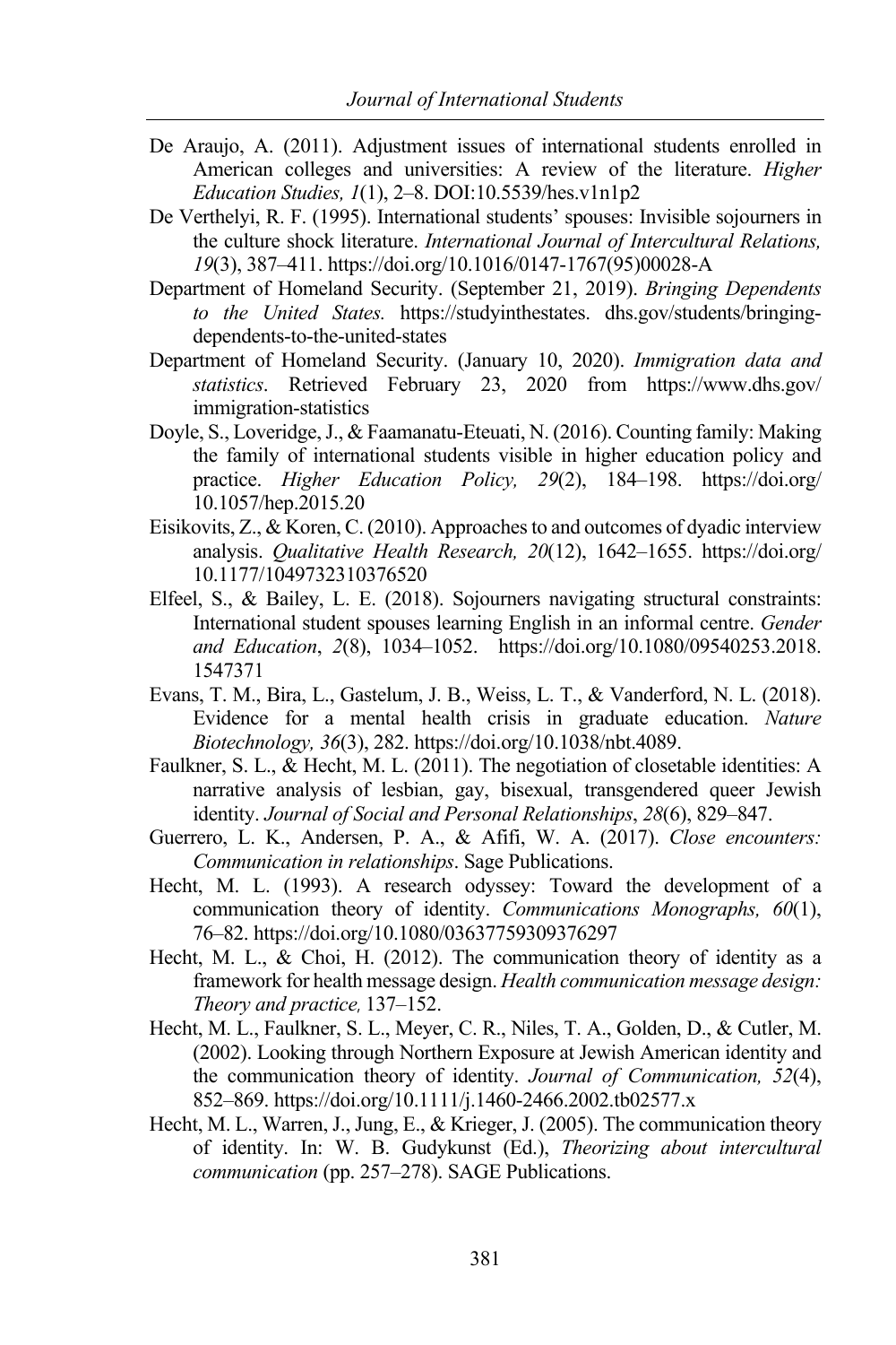De Araujo, A. (2011). Adjustment issues of international students enrolled in American colleges and universities: A review of the literature. *Higher Education Studies, 1*(1), 2–8. DOI:10.5539/hes.v1n1p2

De Verthelyi, R. F. (1995). International students' spouses: Invisible sojourners in the culture shock literature. *International Journal of Intercultural Relations, 19*(3), 387–411. https://doi.org/10.1016/0147-1767(95)00028-A

Department of Homeland Security. (September 21, 2019). *Bringing Dependents to the United States.* https://studyinthestates. dhs.gov/students/bringing-dependents-to-the-united-states

Department of Homeland Security. (January 10, 2020). *Immigration data and statistics*. Retrieved February 23, 2020 from https://www.dhs.gov/ immigration-statistics

Doyle, S., Loveridge, J., & Faamanatu-Eteuati, N. (2016). Counting family: Making the family of international students visible in higher education policy and practice. *Higher Education Policy, 29*(2), 184–198. https://doi.org/ 10.1057/hep.2015.20

Eisikovits, Z., & Koren, C. (2010). Approaches to and outcomes of dyadic interview analysis. *Qualitative Health Research, 20*(12), 1642–1655. https://doi.org/ 10.1177/1049732310376520

Elfeel, S., & Bailey, L. E. (2018). Sojourners navigating structural constraints: International student spouses learning English in an informal centre. *Gender and Education*, *2*(8), 1034–1052. https://doi.org/10.1080/09540253.2018. 1547371

Evans, T. M., Bira, L., Gastelum, J. B., Weiss, L. T., & Vanderford, N. L. (2018). Evidence for a mental health crisis in graduate education. *Nature Biotechnology, 36*(3), 282. https://doi.org/10.1038/nbt.4089.

Faulkner, S. L., & Hecht, M. L. (2011). The negotiation of closetable identities: A narrative analysis of lesbian, gay, bisexual, transgendered queer Jewish identity. *Journal of Social and Personal Relationships*, *28*(6), 829–847.

Guerrero, L. K., Andersen, P. A., & Afifi, W. A. (2017). *Close encounters: Communication in relationships*. Sage Publications.

Hecht, M. L. (1993). A research odyssey: Toward the development of a communication theory of identity. *Communications Monographs, 60*(1), 76–82. https://doi.org/10.1080/03637759309376297

Hecht, M. L., & Choi, H. (2012). The communication theory of identity as a framework for health message design. *Health communication message design: Theory and practice,* 137–152.

Hecht, M. L., Faulkner, S. L., Meyer, C. R., Niles, T. A., Golden, D., & Cutler, M. (2002). Looking through Northern Exposure at Jewish American identity and the communication theory of identity. *Journal of Communication, 52*(4), 852–869. https://doi.org/10.1111/j.1460-2466.2002.tb02577.x

Hecht, M. L., Warren, J., Jung, E., & Krieger, J. (2005). The communication theory of identity. In: W. B. Gudykunst (Ed.), *Theorizing about intercultural communication* (pp. 257–278). SAGE Publications.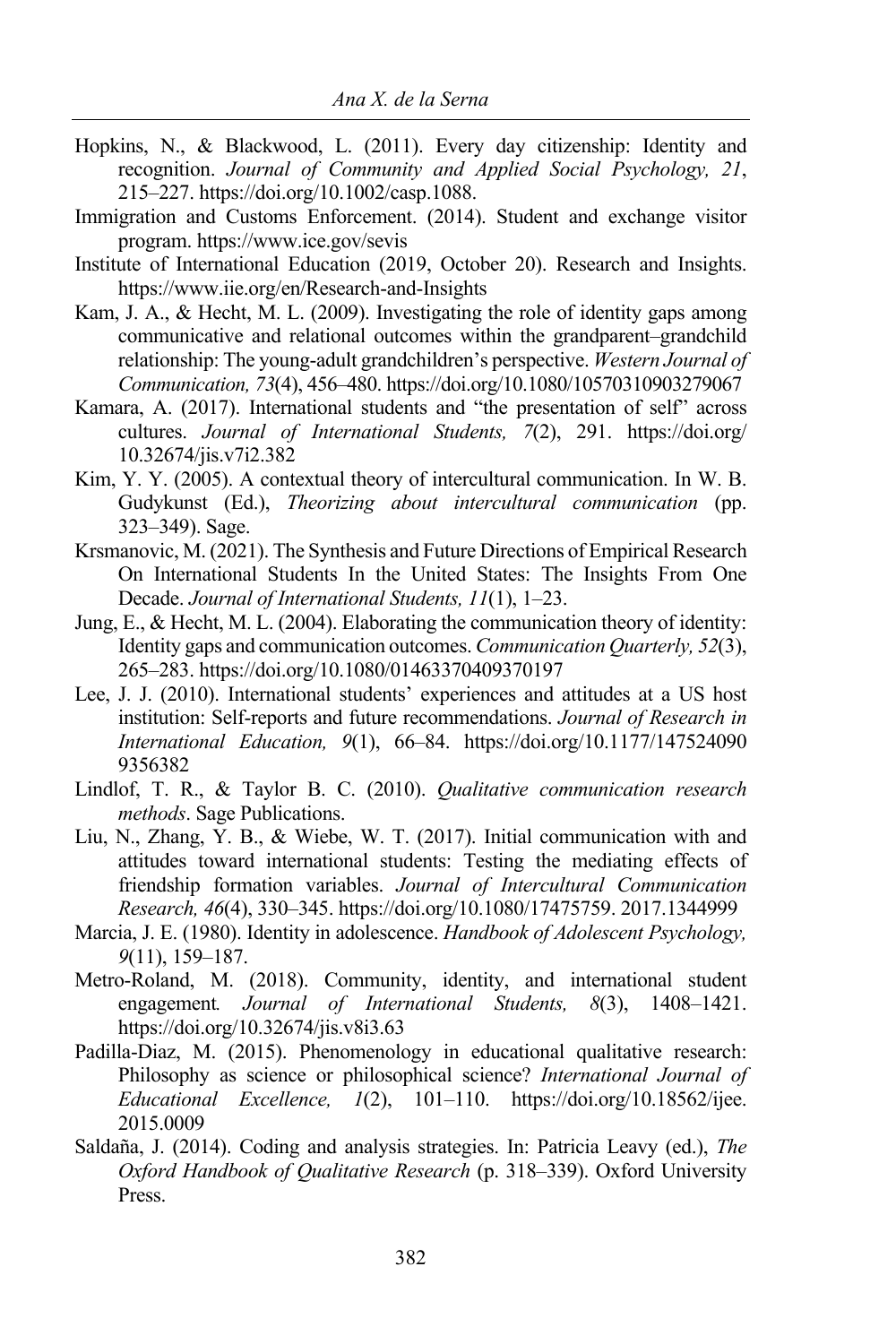Hopkins, N., & Blackwood, L. (2011). Every day citizenship: Identity and recognition. *Journal of Community and Applied Social Psychology, 21*, 215–227. https://doi.org/10.1002/casp.1088.

Immigration and Customs Enforcement. (2014). Student and exchange visitor program. https://www.ice.gov/sevis

Institute of International Education (2019, October 20). Research and Insights. https://www.iie.org/en/Research-and-Insights

Kam, J. A., & Hecht, M. L. (2009). Investigating the role of identity gaps among communicative and relational outcomes within the grandparent–grandchild relationship: The young-adult grandchildren's perspective. *Western Journal of Communication, 73*(4), 456–480. https://doi.org/10.1080/10570310903279067

Kamara, A. (2017). International students and "the presentation of self" across cultures. *Journal of International Students, 7*(2), 291. https://doi.org/10.32674/jis.v7i2.382

Kim, Y. Y. (2005). A contextual theory of intercultural communication. In W. B. Gudykunst (Ed.), *Theorizing about intercultural communication* (pp. 323–349). Sage.

Krsmanovic, M. (2021). The Synthesis and Future Directions of Empirical Research On International Students In the United States: The Insights From One Decade. *Journal of International Students, 11*(1), 1–23.

Jung, E., & Hecht, M. L. (2004). Elaborating the communication theory of identity: Identity gaps and communication outcomes. *Communication Quarterly, 52*(3), 265–283. https://doi.org/10.1080/01463370409370197

Lee, J. J. (2010). International students' experiences and attitudes at a US host institution: Self-reports and future recommendations. *Journal of Research in International Education, 9*(1), 66–84. https://doi.org/10.1177/1475240909356382

Lindlof, T. R., & Taylor B. C. (2010). *Qualitative communication research methods*. Sage Publications.

Liu, N., Zhang, Y. B., & Wiebe, W. T. (2017). Initial communication with and attitudes toward international students: Testing the mediating effects of friendship formation variables. *Journal of Intercultural Communication Research, 46*(4), 330–345. https://doi.org/10.1080/17475759. 2017.1344999

Marcia, J. E. (1980). Identity in adolescence. *Handbook of Adolescent Psychology, 9*(11), 159–187.

Metro-Roland, M. (2018). Community, identity, and international student engagement*. Journal of International Students, 8*(3), 1408–1421. https://doi.org/10.32674/jis.v8i3.63

Padilla-Diaz, M. (2015). Phenomenology in educational qualitative research: Philosophy as science or philosophical science? *International Journal of Educational Excellence, 1*(2), 101–110. https://doi.org/10.18562/ijee.2015.0009

Saldaña, J. (2014). Coding and analysis strategies. In: Patricia Leavy (ed.), *The Oxford Handbook of Qualitative Research* (p. 318–339). Oxford University Press.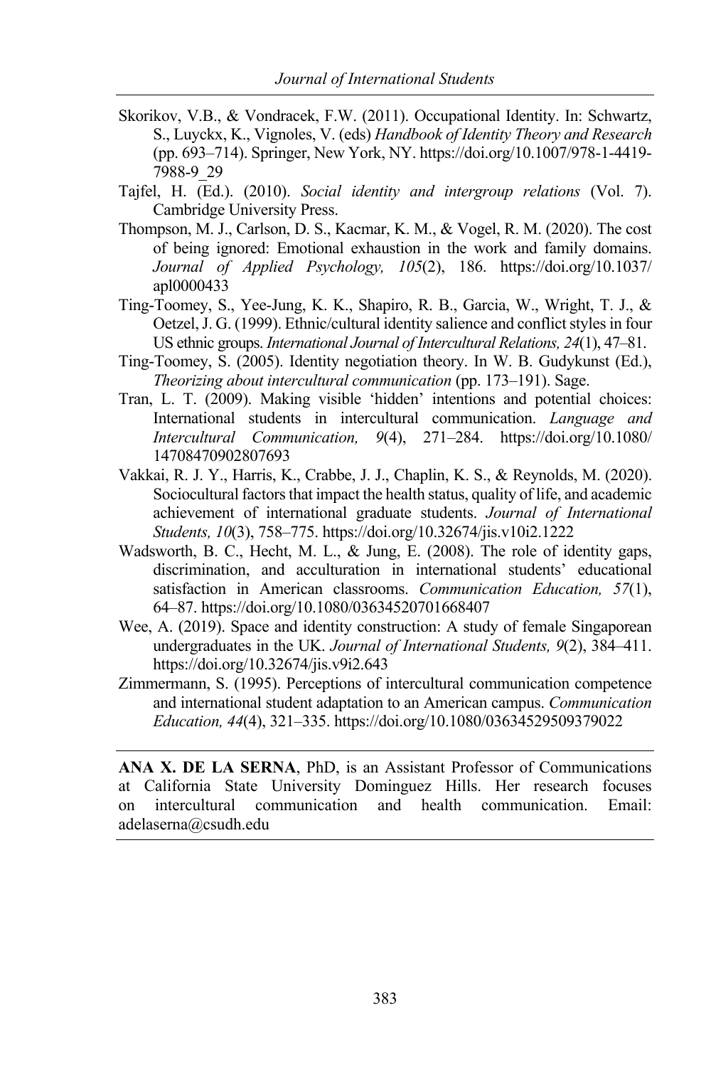Skorikov, V.B., & Vondracek, F.W. (2011). Occupational Identity. In: Schwartz, S., Luyckx, K., Vignoles, V. (eds) *Handbook of Identity Theory and Research* (pp. 693–714). Springer, New York, NY. https://doi.org/10.1007/978-1-4419-7988-9_29

Tajfel, H. (Ed.). (2010). *Social identity and intergroup relations* (Vol. 7). Cambridge University Press.

Thompson, M. J., Carlson, D. S., Kacmar, K. M., & Vogel, R. M. (2020). The cost of being ignored: Emotional exhaustion in the work and family domains. *Journal of Applied Psychology, 105*(2), 186. https://doi.org/10.1037/apl0000433

Ting-Toomey, S., Yee-Jung, K. K., Shapiro, R. B., Garcia, W., Wright, T. J., & Oetzel, J. G. (1999). Ethnic/cultural identity salience and conflict styles in four US ethnic groups. *International Journal of Intercultural Relations, 24*(1), 47–81.

Ting-Toomey, S. (2005). Identity negotiation theory. In W. B. Gudykunst (Ed.), *Theorizing about intercultural communication* (pp. 173–191). Sage.

Tran, L. T. (2009). Making visible 'hidden' intentions and potential choices: International students in intercultural communication. *Language and Intercultural Communication, 9*(4), 271–284. https://doi.org/10.1080/14708470902807693

Vakkai, R. J. Y., Harris, K., Crabbe, J. J., Chaplin, K. S., & Reynolds, M. (2020). Sociocultural factors that impact the health status, quality of life, and academic achievement of international graduate students. *Journal of International Students, 10*(3), 758–775. https://doi.org/10.32674/jis.v10i2.1222

Wadsworth, B. C., Hecht, M. L., & Jung, E. (2008). The role of identity gaps, discrimination, and acculturation in international students' educational satisfaction in American classrooms. *Communication Education, 57*(1), 64–87. https://doi.org/10.1080/03634520701668407

Wee, A. (2019). Space and identity construction: A study of female Singaporean undergraduates in the UK. *Journal of International Students, 9*(2), 384–411. https://doi.org/10.32674/jis.v9i2.643

Zimmermann, S. (1995). Perceptions of intercultural communication competence and international student adaptation to an American campus. *Communication Education, 44*(4), 321–335. https://doi.org/10.1080/03634529509379022

---

**ANA X. DE LA SERNA**, PhD, is an Assistant Professor of Communications at California State University Dominguez Hills. Her research focuses on intercultural communication and health communication. Email: adelaserna@csudh.edu